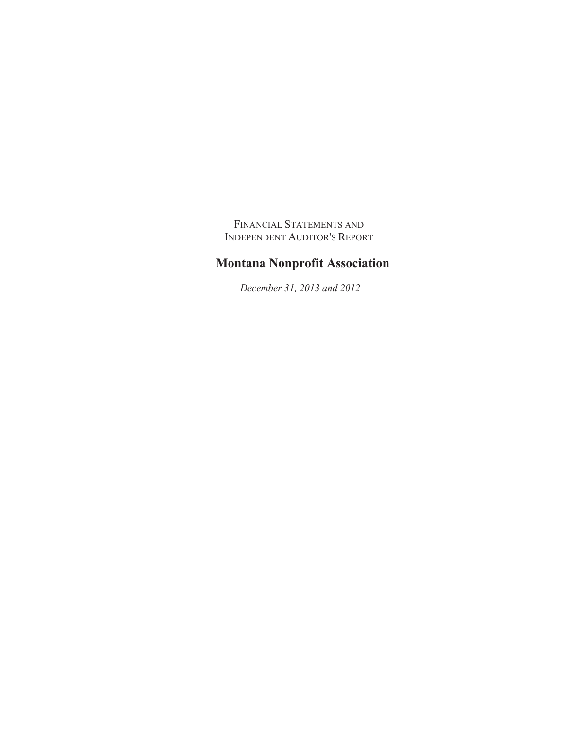FINANCIAL STATEMENTS AND
INDEPENDENT AUDITOR'S REPORT

# Montana Nonprofit Association

*December 31, 2013 and 2012*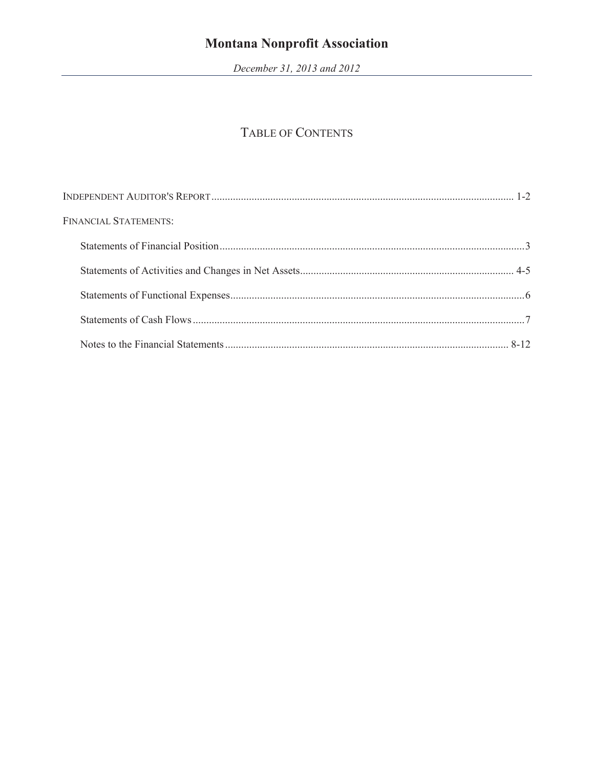# Montana Nonprofit Association

*December 31, 2013 and 2012*

## TABLE OF CONTENTS

INDEPENDENT AUDITOR'S REPORT ........................................................................................................ 1-2

FINANCIAL STATEMENTS:

- Statements of Financial Position ........................................................................................................ 3
- Statements of Activities and Changes in Net Assets ........................................................................ 4-5
- Statements of Functional Expenses ................................................................................................... 6
- Statements of Cash Flows ................................................................................................................... 7
- Notes to the Financial Statements ................................................................................................. 8-12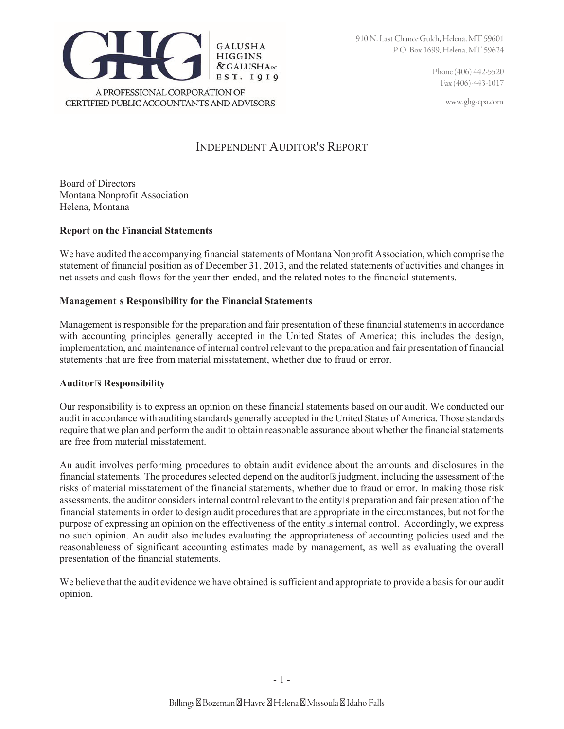GALUSHA HIGGINS & GALUSHA PC
EST. 1919

A PROFESSIONAL CORPORATION OF CERTIFIED PUBLIC ACCOUNTANTS AND ADVISORS

910 N. Last Chance Gulch, Helena, MT 59601
P.O. Box 1699, Helena, MT 59624

Phone (406) 442-5520
Fax (406)-443-1017

www.ghg-cpa.com

# INDEPENDENT AUDITOR'S REPORT

Board of Directors
Montana Nonprofit Association
Helena, Montana

**Report on the Financial Statements**

We have audited the accompanying financial statements of Montana Nonprofit Association, which comprise the statement of financial position as of December 31, 2013, and the related statements of activities and changes in net assets and cash flows for the year then ended, and the related notes to the financial statements.

**Management's Responsibility for the Financial Statements**

Management is responsible for the preparation and fair presentation of these financial statements in accordance with accounting principles generally accepted in the United States of America; this includes the design, implementation, and maintenance of internal control relevant to the preparation and fair presentation of financial statements that are free from material misstatement, whether due to fraud or error.

**Auditor's Responsibility**

Our responsibility is to express an opinion on these financial statements based on our audit. We conducted our audit in accordance with auditing standards generally accepted in the United States of America. Those standards require that we plan and perform the audit to obtain reasonable assurance about whether the financial statements are free from material misstatement.

An audit involves performing procedures to obtain audit evidence about the amounts and disclosures in the financial statements. The procedures selected depend on the auditor's judgment, including the assessment of the risks of material misstatement of the financial statements, whether due to fraud or error. In making those risk assessments, the auditor considers internal control relevant to the entity's preparation and fair presentation of the financial statements in order to design audit procedures that are appropriate in the circumstances, but not for the purpose of expressing an opinion on the effectiveness of the entity's internal control. Accordingly, we express no such opinion. An audit also includes evaluating the appropriateness of accounting policies used and the reasonableness of significant accounting estimates made by management, as well as evaluating the overall presentation of the financial statements.

We believe that the audit evidence we have obtained is sufficient and appropriate to provide a basis for our audit opinion.

Billings • Bozeman • Havre • Helena • Missoula • Idaho Falls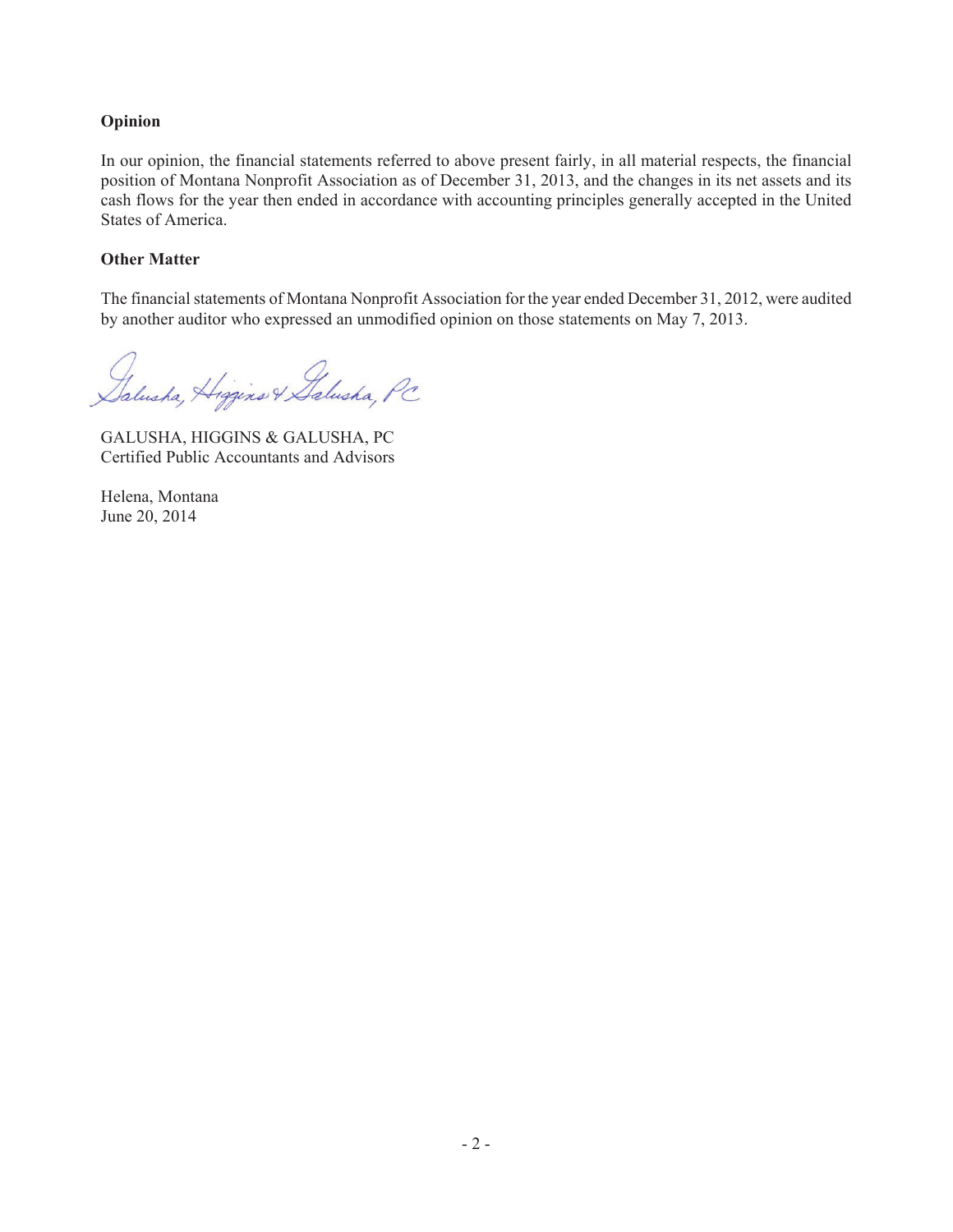**Opinion**

In our opinion, the financial statements referred to above present fairly, in all material respects, the financial position of Montana Nonprofit Association as of December 31, 2013, and the changes in its net assets and its cash flows for the year then ended in accordance with accounting principles generally accepted in the United States of America.

**Other Matter**

The financial statements of Montana Nonprofit Association for the year ended December 31, 2012, were audited by another auditor who expressed an unmodified opinion on those statements on May 7, 2013.

Galusha, Higgins & Galusha, PC

GALUSHA, HIGGINS & GALUSHA, PC
Certified Public Accountants and Advisors

Helena, Montana
June 20, 2014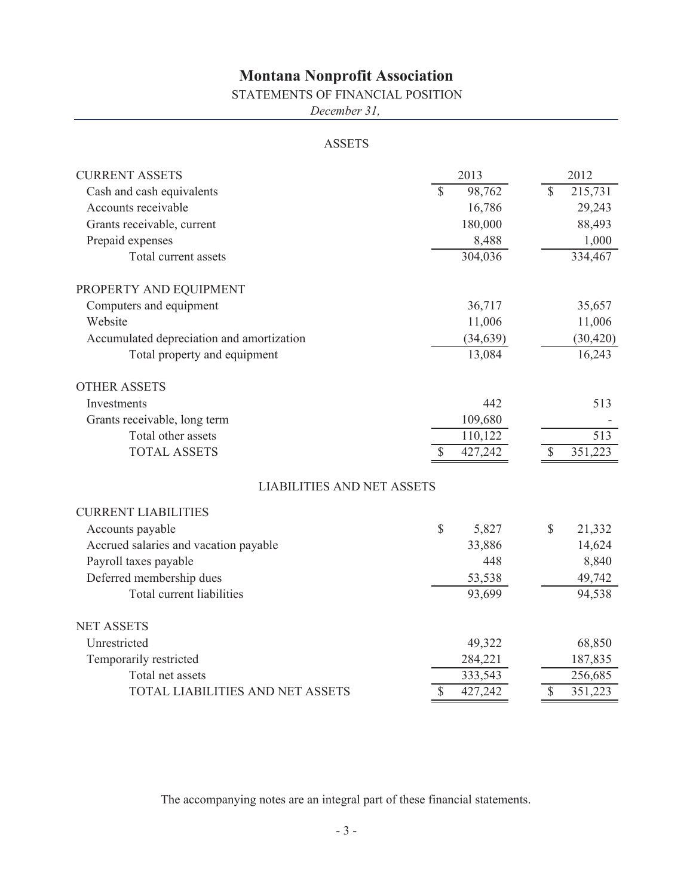# Montana Nonprofit Association

## STATEMENTS OF FINANCIAL POSITION

*December 31,*

### ASSETS

| | 2013 | 2012 |
|---|---|---|
| **CURRENT ASSETS** | | |
| Cash and cash equivalents | $ 98,762 | $ 215,731 |
| Accounts receivable | 16,786 | 29,243 |
| Grants receivable, current | 180,000 | 88,493 |
| Prepaid expenses | 8,488 | 1,000 |
| Total current assets | 304,036 | 334,467 |
| **PROPERTY AND EQUIPMENT** | | |
| Computers and equipment | 36,717 | 35,657 |
| Website | 11,006 | 11,006 |
| Accumulated depreciation and amortization | (34,639) | (30,420) |
| Total property and equipment | 13,084 | 16,243 |
| **OTHER ASSETS** | | |
| Investments | 442 | 513 |
| Grants receivable, long term | 109,680 | - |
| Total other assets | 110,122 | 513 |
| TOTAL ASSETS | $ 427,242 | $ 351,223 |

### LIABILITIES AND NET ASSETS

| | 2013 | 2012 |
|---|---|---|
| **CURRENT LIABILITIES** | | |
| Accounts payable | $ 5,827 | $ 21,332 |
| Accrued salaries and vacation payable | 33,886 | 14,624 |
| Payroll taxes payable | 448 | 8,840 |
| Deferred membership dues | 53,538 | 49,742 |
| Total current liabilities | 93,699 | 94,538 |
| **NET ASSETS** | | |
| Unrestricted | 49,322 | 68,850 |
| Temporarily restricted | 284,221 | 187,835 |
| Total net assets | 333,543 | 256,685 |
| TOTAL LIABILITIES AND NET ASSETS | $ 427,242 | $ 351,223 |

The accompanying notes are an integral part of these financial statements.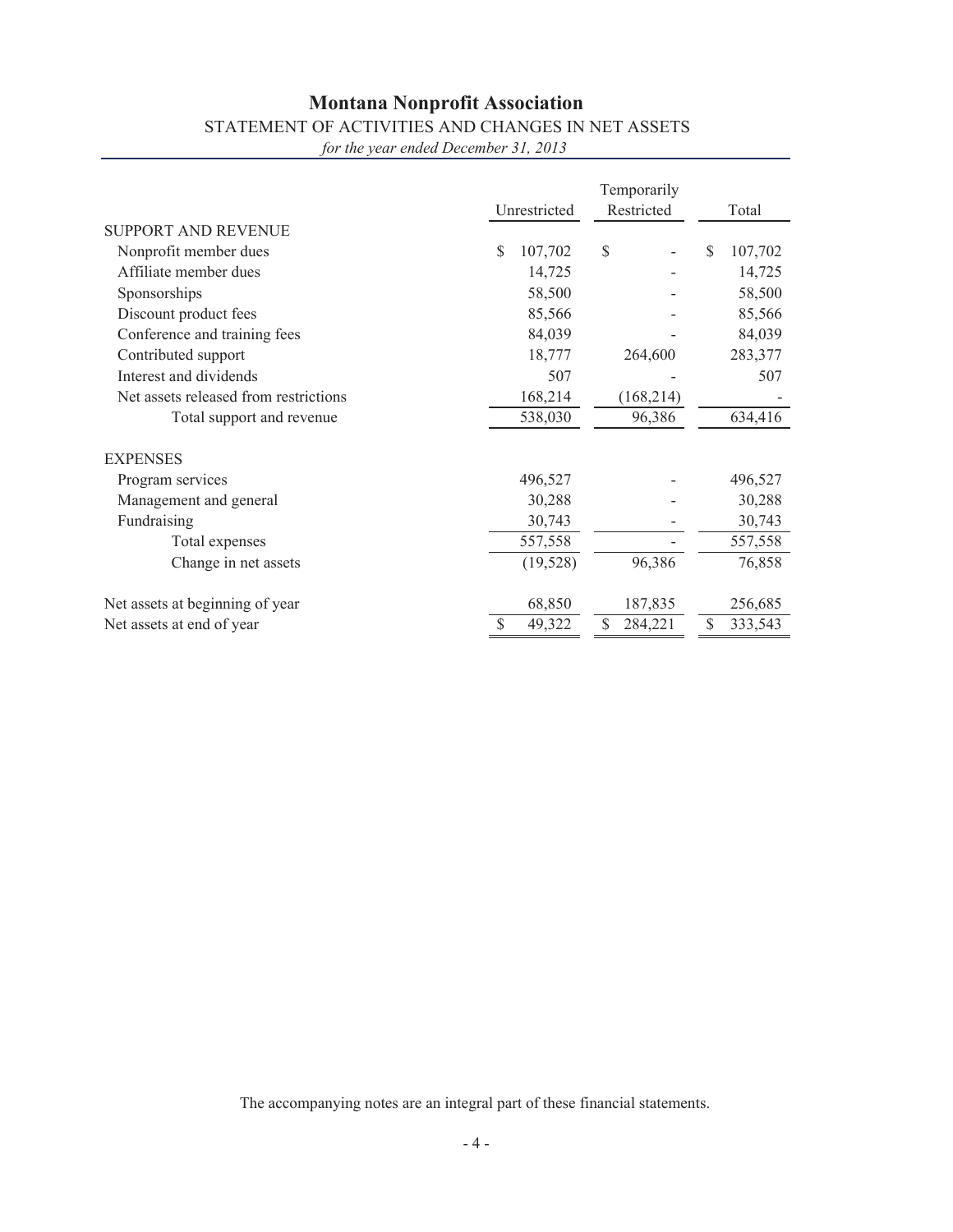# Montana Nonprofit Association

## STATEMENT OF ACTIVITIES AND CHANGES IN NET ASSETS

*for the year ended December 31, 2013*

| | Unrestricted | Temporarily Restricted | Total |
|---|---|---|---|
| SUPPORT AND REVENUE | | | |
| Nonprofit member dues | $ 107,702 | $ - | $ 107,702 |
| Affiliate member dues | 14,725 | - | 14,725 |
| Sponsorships | 58,500 | - | 58,500 |
| Discount product fees | 85,566 | - | 85,566 |
| Conference and training fees | 84,039 | - | 84,039 |
| Contributed support | 18,777 | 264,600 | 283,377 |
| Interest and dividends | 507 | - | 507 |
| Net assets released from restrictions | 168,214 | (168,214) | - |
| Total support and revenue | 538,030 | 96,386 | 634,416 |
| EXPENSES | | | |
| Program services | 496,527 | - | 496,527 |
| Management and general | 30,288 | - | 30,288 |
| Fundraising | 30,743 | - | 30,743 |
| Total expenses | 557,558 | - | 557,558 |
| Change in net assets | (19,528) | 96,386 | 76,858 |
| Net assets at beginning of year | 68,850 | 187,835 | 256,685 |
| Net assets at end of year | $ 49,322 | $ 284,221 | $ 333,543 |

The accompanying notes are an integral part of these financial statements.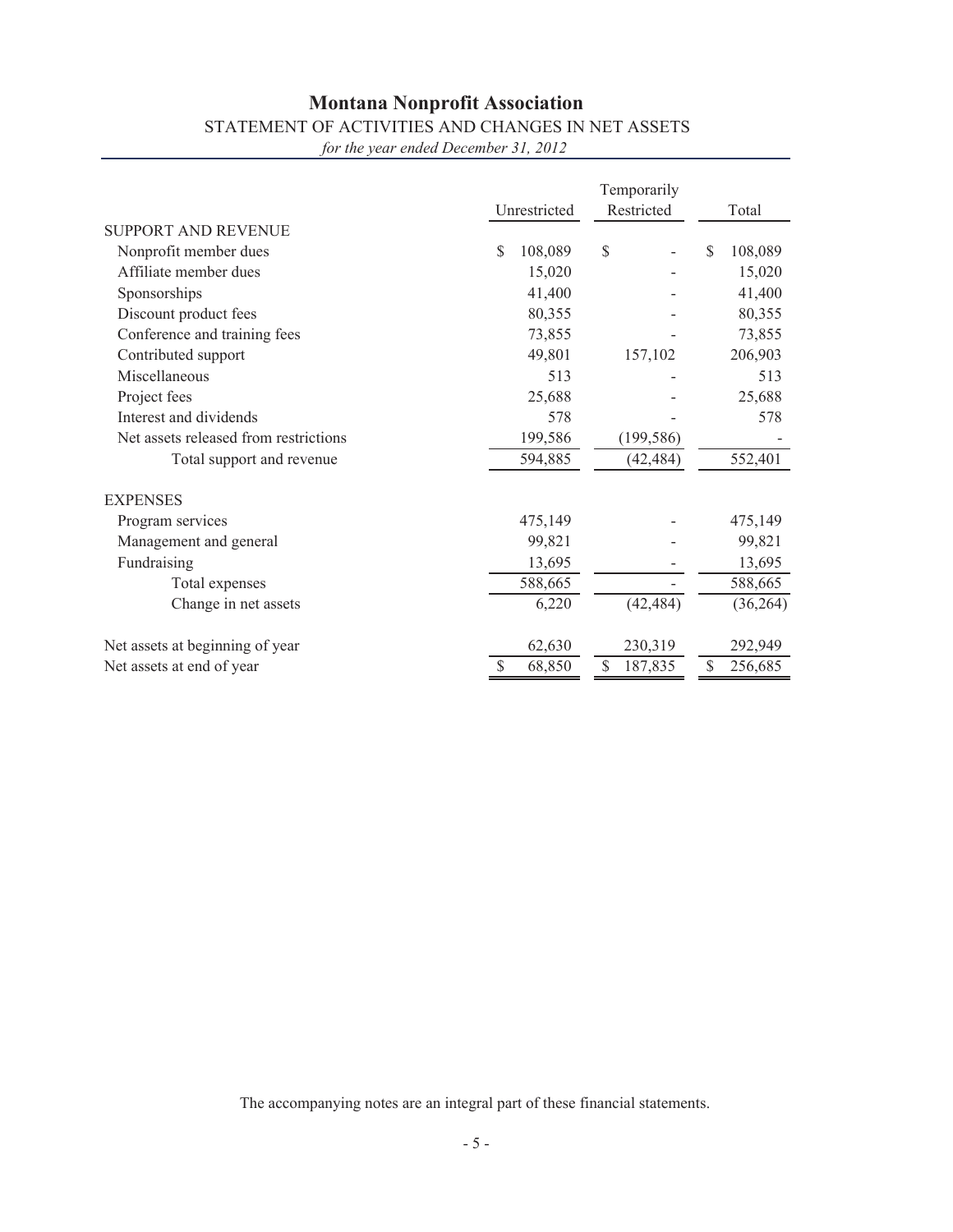# Montana Nonprofit Association

## STATEMENT OF ACTIVITIES AND CHANGES IN NET ASSETS

*for the year ended December 31, 2012*

| | Unrestricted | Temporarily Restricted | Total |
|---|---|---|---|
| SUPPORT AND REVENUE | | | |
| Nonprofit member dues | $ 108,089 | $ - | $ 108,089 |
| Affiliate member dues | 15,020 | - | 15,020 |
| Sponsorships | 41,400 | - | 41,400 |
| Discount product fees | 80,355 | - | 80,355 |
| Conference and training fees | 73,855 | - | 73,855 |
| Contributed support | 49,801 | 157,102 | 206,903 |
| Miscellaneous | 513 | - | 513 |
| Project fees | 25,688 | - | 25,688 |
| Interest and dividends | 578 | - | 578 |
| Net assets released from restrictions | 199,586 | (199,586) | - |
| Total support and revenue | 594,885 | (42,484) | 552,401 |
| EXPENSES | | | |
| Program services | 475,149 | - | 475,149 |
| Management and general | 99,821 | - | 99,821 |
| Fundraising | 13,695 | - | 13,695 |
| Total expenses | 588,665 | - | 588,665 |
| Change in net assets | 6,220 | (42,484) | (36,264) |
| Net assets at beginning of year | 62,630 | 230,319 | 292,949 |
| Net assets at end of year | $ 68,850 | $ 187,835 | $ 256,685 |

The accompanying notes are an integral part of these financial statements.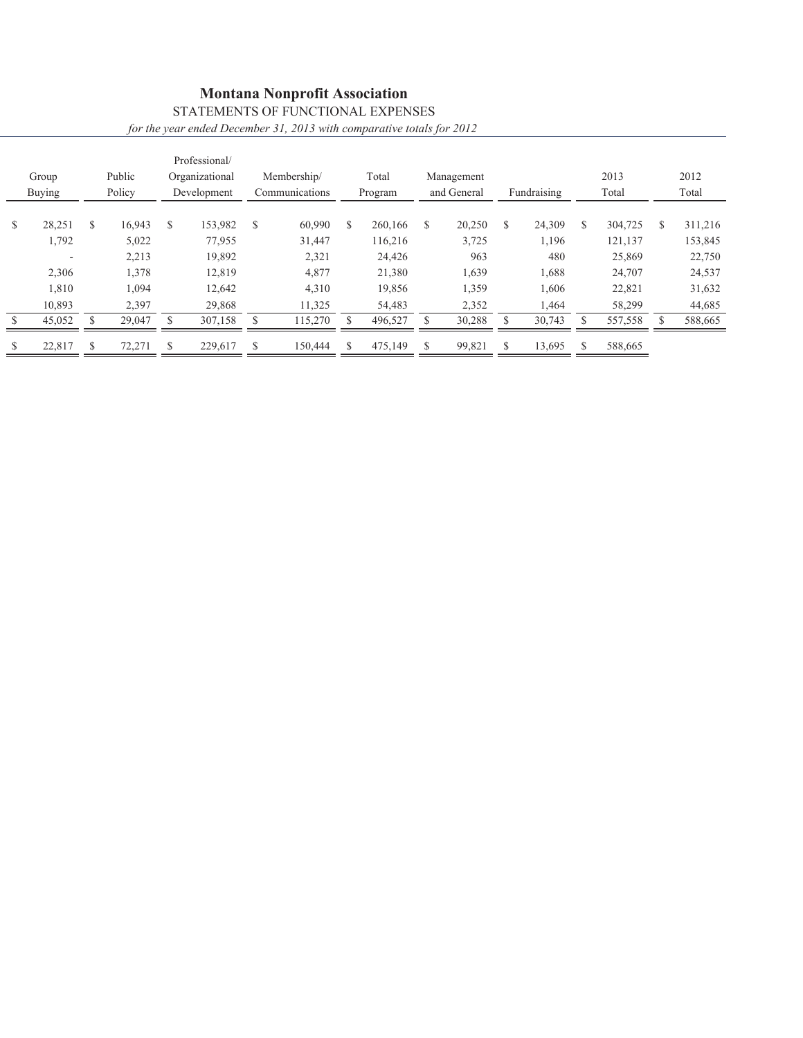# Montana Nonprofit Association

STATEMENTS OF FUNCTIONAL EXPENSES

*for the year ended December 31, 2013 with comparative totals for 2012*

| Group Buying | Public Policy | Professional/ Organizational Development | Membership/ Communications | Total Program | Management and General | Fundraising | 2013 Total | 2012 Total |
|---|---|---|---|---|---|---|---|---|
| $ 28,251 | $ 16,943 | $ 153,982 | $ 60,990 | $ 260,166 | $ 20,250 | $ 24,309 | $ 304,725 | $ 311,216 |
| 1,792 | 5,022 | 77,955 | 31,447 | 116,216 | 3,725 | 1,196 | 121,137 | 153,845 |
| - | 2,213 | 19,892 | 2,321 | 24,426 | 963 | 480 | 25,869 | 22,750 |
| 2,306 | 1,378 | 12,819 | 4,877 | 21,380 | 1,639 | 1,688 | 24,707 | 24,537 |
| 1,810 | 1,094 | 12,642 | 4,310 | 19,856 | 1,359 | 1,606 | 22,821 | 31,632 |
| 10,893 | 2,397 | 29,868 | 11,325 | 54,483 | 2,352 | 1,464 | 58,299 | 44,685 |
| $ 45,052 | $ 29,047 | $ 307,158 | $ 115,270 | $ 496,527 | $ 30,288 | $ 30,743 | $ 557,558 | $ 588,665 |
| $ 22,817 | $ 72,271 | $ 229,617 | $ 150,444 | $ 475,149 | $ 99,821 | $ 13,695 | $ 588,665 | |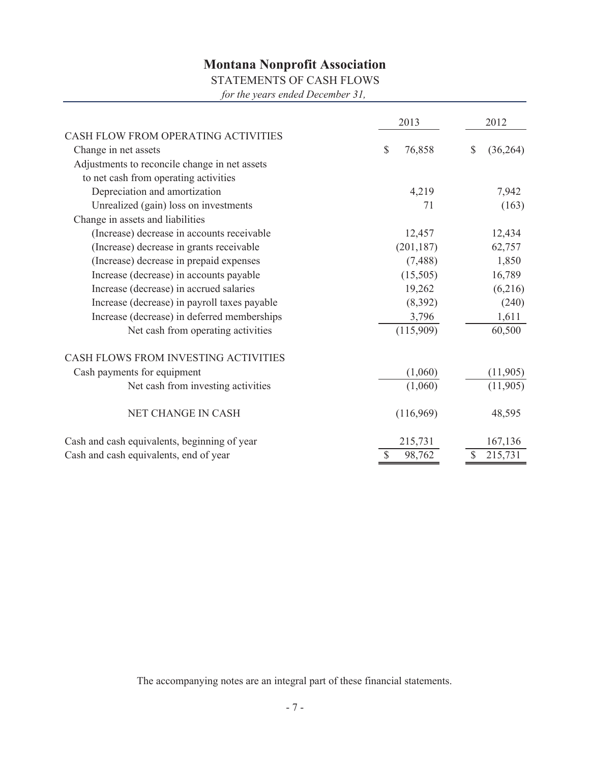# Montana Nonprofit Association

STATEMENTS OF CASH FLOWS

*for the years ended December 31,*

| | 2013 | 2012 |
|---|---|---|
| CASH FLOW FROM OPERATING ACTIVITIES | | |
| Change in net assets | $ 76,858 | $ (36,264) |
| Adjustments to reconcile change in net assets to net cash from operating activities | | |
| Depreciation and amortization | 4,219 | 7,942 |
| Unrealized (gain) loss on investments | 71 | (163) |
| Change in assets and liabilities | | |
| (Increase) decrease in accounts receivable | 12,457 | 12,434 |
| (Increase) decrease in grants receivable | (201,187) | 62,757 |
| (Increase) decrease in prepaid expenses | (7,488) | 1,850 |
| Increase (decrease) in accounts payable | (15,505) | 16,789 |
| Increase (decrease) in accrued salaries | 19,262 | (6,216) |
| Increase (decrease) in payroll taxes payable | (8,392) | (240) |
| Increase (decrease) in deferred memberships | 3,796 | 1,611 |
| Net cash from operating activities | (115,909) | 60,500 |
| CASH FLOWS FROM INVESTING ACTIVITIES | | |
| Cash payments for equipment | (1,060) | (11,905) |
| Net cash from investing activities | (1,060) | (11,905) |
| NET CHANGE IN CASH | (116,969) | 48,595 |
| Cash and cash equivalents, beginning of year | 215,731 | 167,136 |
| Cash and cash equivalents, end of year | $ 98,762 | $ 215,731 |

The accompanying notes are an integral part of these financial statements.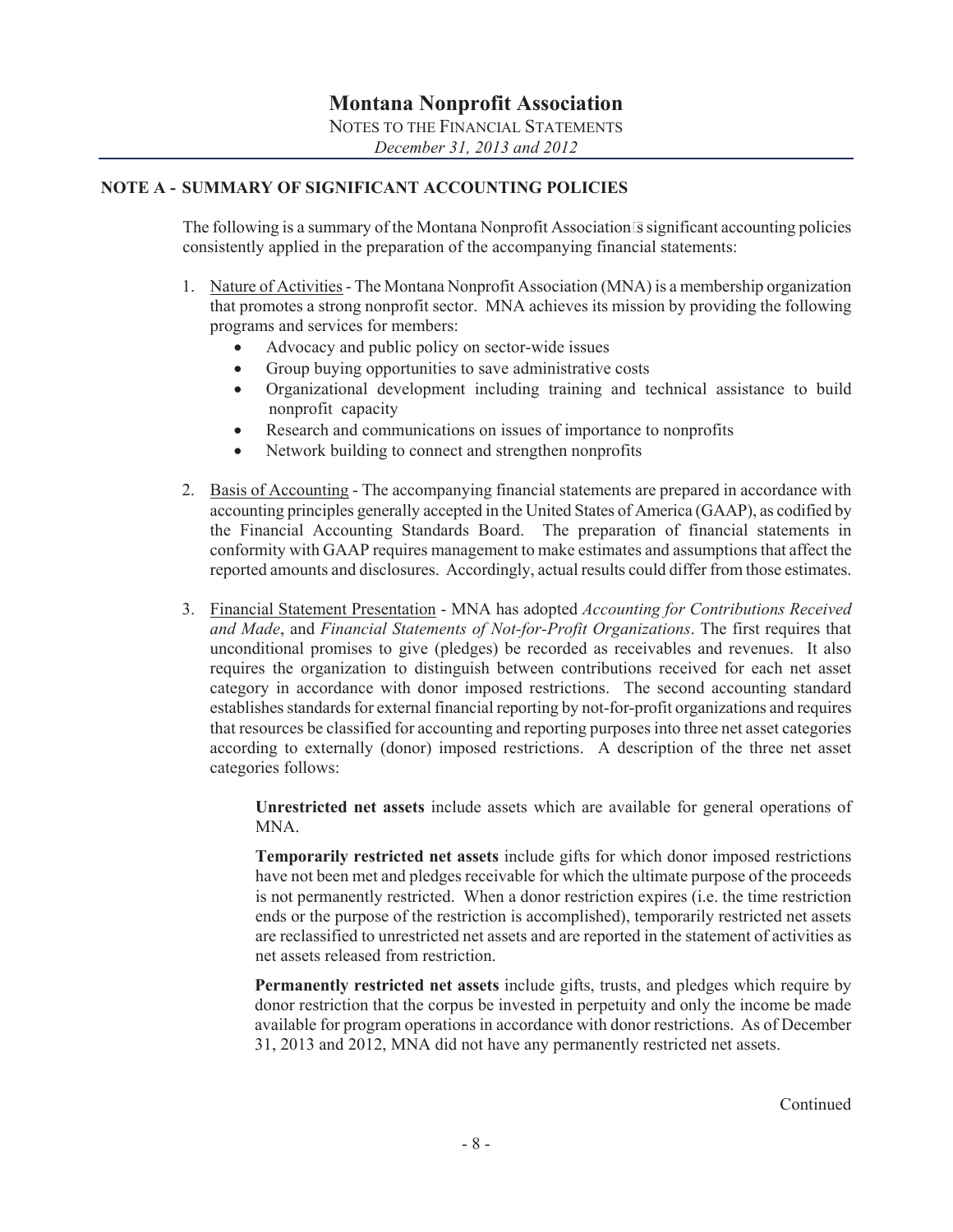# Montana Nonprofit Association

NOTES TO THE FINANCIAL STATEMENTS

*December 31, 2013 and 2012*

## NOTE A - SUMMARY OF SIGNIFICANT ACCOUNTING POLICIES

The following is a summary of the Montana Nonprofit Association's significant accounting policies consistently applied in the preparation of the accompanying financial statements:

1. Nature of Activities - The Montana Nonprofit Association (MNA) is a membership organization that promotes a strong nonprofit sector. MNA achieves its mission by providing the following programs and services for members:
   - Advocacy and public policy on sector-wide issues
   - Group buying opportunities to save administrative costs
   - Organizational development including training and technical assistance to build nonprofit capacity
   - Research and communications on issues of importance to nonprofits
   - Network building to connect and strengthen nonprofits

2. Basis of Accounting - The accompanying financial statements are prepared in accordance with accounting principles generally accepted in the United States of America (GAAP), as codified by the Financial Accounting Standards Board. The preparation of financial statements in conformity with GAAP requires management to make estimates and assumptions that affect the reported amounts and disclosures. Accordingly, actual results could differ from those estimates.

3. Financial Statement Presentation - MNA has adopted *Accounting for Contributions Received and Made*, and *Financial Statements of Not-for-Profit Organizations*. The first requires that unconditional promises to give (pledges) be recorded as receivables and revenues. It also requires the organization to distinguish between contributions received for each net asset category in accordance with donor imposed restrictions. The second accounting standard establishes standards for external financial reporting by not-for-profit organizations and requires that resources be classified for accounting and reporting purposes into three net asset categories according to externally (donor) imposed restrictions. A description of the three net asset categories follows:

   **Unrestricted net assets** include assets which are available for general operations of MNA.

   **Temporarily restricted net assets** include gifts for which donor imposed restrictions have not been met and pledges receivable for which the ultimate purpose of the proceeds is not permanently restricted. When a donor restriction expires (i.e. the time restriction ends or the purpose of the restriction is accomplished), temporarily restricted net assets are reclassified to unrestricted net assets and are reported in the statement of activities as net assets released from restriction.

   **Permanently restricted net assets** include gifts, trusts, and pledges which require by donor restriction that the corpus be invested in perpetuity and only the income be made available for program operations in accordance with donor restrictions. As of December 31, 2013 and 2012, MNA did not have any permanently restricted net assets.

Continued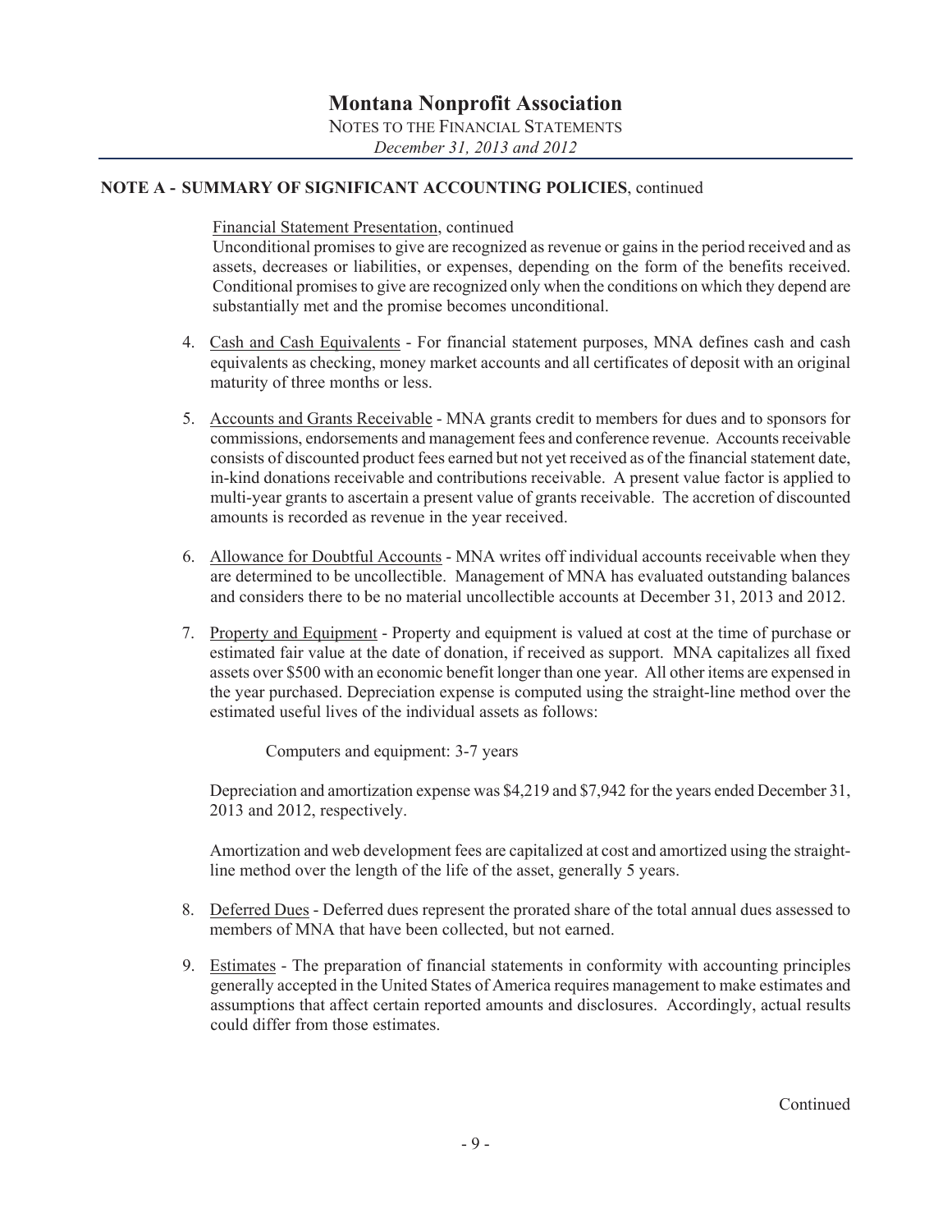# Montana Nonprofit Association

NOTES TO THE FINANCIAL STATEMENTS

*December 31, 2013 and 2012*

## NOTE A - SUMMARY OF SIGNIFICANT ACCOUNTING POLICIES, continued

Financial Statement Presentation, continued

Unconditional promises to give are recognized as revenue or gains in the period received and as assets, decreases or liabilities, or expenses, depending on the form of the benefits received. Conditional promises to give are recognized only when the conditions on which they depend are substantially met and the promise becomes unconditional.

4. Cash and Cash Equivalents - For financial statement purposes, MNA defines cash and cash equivalents as checking, money market accounts and all certificates of deposit with an original maturity of three months or less.

5. Accounts and Grants Receivable - MNA grants credit to members for dues and to sponsors for commissions, endorsements and management fees and conference revenue. Accounts receivable consists of discounted product fees earned but not yet received as of the financial statement date, in-kind donations receivable and contributions receivable. A present value factor is applied to multi-year grants to ascertain a present value of grants receivable. The accretion of discounted amounts is recorded as revenue in the year received.

6. Allowance for Doubtful Accounts - MNA writes off individual accounts receivable when they are determined to be uncollectible. Management of MNA has evaluated outstanding balances and considers there to be no material uncollectible accounts at December 31, 2013 and 2012.

7. Property and Equipment - Property and equipment is valued at cost at the time of purchase or estimated fair value at the date of donation, if received as support. MNA capitalizes all fixed assets over $500 with an economic benefit longer than one year. All other items are expensed in the year purchased. Depreciation expense is computed using the straight-line method over the estimated useful lives of the individual assets as follows:

   Computers and equipment: 3-7 years

   Depreciation and amortization expense was $4,219 and $7,942 for the years ended December 31, 2013 and 2012, respectively.

   Amortization and web development fees are capitalized at cost and amortized using the straight-line method over the length of the life of the asset, generally 5 years.

8. Deferred Dues - Deferred dues represent the prorated share of the total annual dues assessed to members of MNA that have been collected, but not earned.

9. Estimates - The preparation of financial statements in conformity with accounting principles generally accepted in the United States of America requires management to make estimates and assumptions that affect certain reported amounts and disclosures. Accordingly, actual results could differ from those estimates.

Continued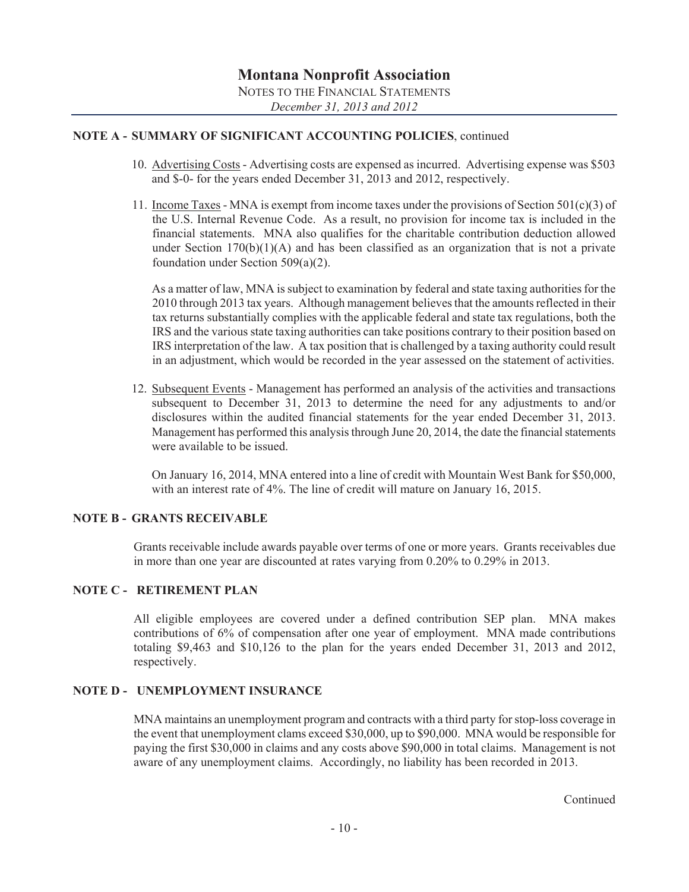# Montana Nonprofit Association

NOTES TO THE FINANCIAL STATEMENTS

*December 31, 2013 and 2012*

## NOTE A - SUMMARY OF SIGNIFICANT ACCOUNTING POLICIES, continued

10. Advertising Costs - Advertising costs are expensed as incurred. Advertising expense was $503 and $-0- for the years ended December 31, 2013 and 2012, respectively.

11. Income Taxes - MNA is exempt from income taxes under the provisions of Section 501(c)(3) of the U.S. Internal Revenue Code. As a result, no provision for income tax is included in the financial statements. MNA also qualifies for the charitable contribution deduction allowed under Section 170(b)(1)(A) and has been classified as an organization that is not a private foundation under Section 509(a)(2).

    As a matter of law, MNA is subject to examination by federal and state taxing authorities for the 2010 through 2013 tax years. Although management believes that the amounts reflected in their tax returns substantially complies with the applicable federal and state tax regulations, both the IRS and the various state taxing authorities can take positions contrary to their position based on IRS interpretation of the law. A tax position that is challenged by a taxing authority could result in an adjustment, which would be recorded in the year assessed on the statement of activities.

12. Subsequent Events - Management has performed an analysis of the activities and transactions subsequent to December 31, 2013 to determine the need for any adjustments to and/or disclosures within the audited financial statements for the year ended December 31, 2013. Management has performed this analysis through June 20, 2014, the date the financial statements were available to be issued.

    On January 16, 2014, MNA entered into a line of credit with Mountain West Bank for $50,000, with an interest rate of 4%. The line of credit will mature on January 16, 2015.

## NOTE B - GRANTS RECEIVABLE

Grants receivable include awards payable over terms of one or more years. Grants receivables due in more than one year are discounted at rates varying from 0.20% to 0.29% in 2013.

## NOTE C - RETIREMENT PLAN

All eligible employees are covered under a defined contribution SEP plan. MNA makes contributions of 6% of compensation after one year of employment. MNA made contributions totaling $9,463 and $10,126 to the plan for the years ended December 31, 2013 and 2012, respectively.

## NOTE D - UNEMPLOYMENT INSURANCE

MNA maintains an unemployment program and contracts with a third party for stop-loss coverage in the event that unemployment clams exceed $30,000, up to $90,000. MNA would be responsible for paying the first $30,000 in claims and any costs above $90,000 in total claims. Management is not aware of any unemployment claims. Accordingly, no liability has been recorded in 2013.

Continued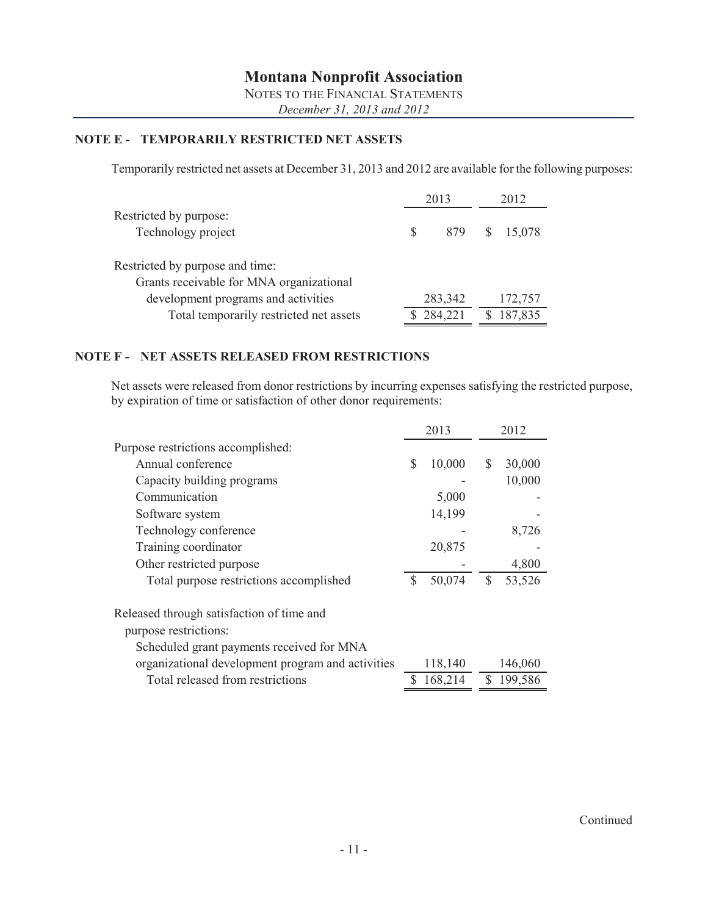# Montana Nonprofit Association

NOTES TO THE FINANCIAL STATEMENTS

*December 31, 2013 and 2012*

## NOTE E - TEMPORARILY RESTRICTED NET ASSETS

Temporarily restricted net assets at December 31, 2013 and 2012 are available for the following purposes:

| | 2013 | 2012 |
|---|---|---|
| Restricted by purpose: | | |
| Technology project | $ 879 | $ 15,078 |
| | | |
| Restricted by purpose and time: | | |
| Grants receivable for MNA organizational development programs and activities | 283,342 | 172,757 |
| Total temporarily restricted net assets | $ 284,221 | $ 187,835 |

## NOTE F - NET ASSETS RELEASED FROM RESTRICTIONS

Net assets were released from donor restrictions by incurring expenses satisfying the restricted purpose, by expiration of time or satisfaction of other donor requirements:

| | 2013 | 2012 |
|---|---|---|
| Purpose restrictions accomplished: | | |
| Annual conference | $ 10,000 | $ 30,000 |
| Capacity building programs | - | 10,000 |
| Communication | 5,000 | - |
| Software system | 14,199 | - |
| Technology conference | - | 8,726 |
| Training coordinator | 20,875 | - |
| Other restricted purpose | - | 4,800 |
| Total purpose restrictions accomplished | $ 50,074 | $ 53,526 |
| | | |
| Released through satisfaction of time and purpose restrictions: | | |
| Scheduled grant payments received for MNA organizational development program and activities | 118,140 | 146,060 |
| Total released from restrictions | $ 168,214 | $ 199,586 |

Continued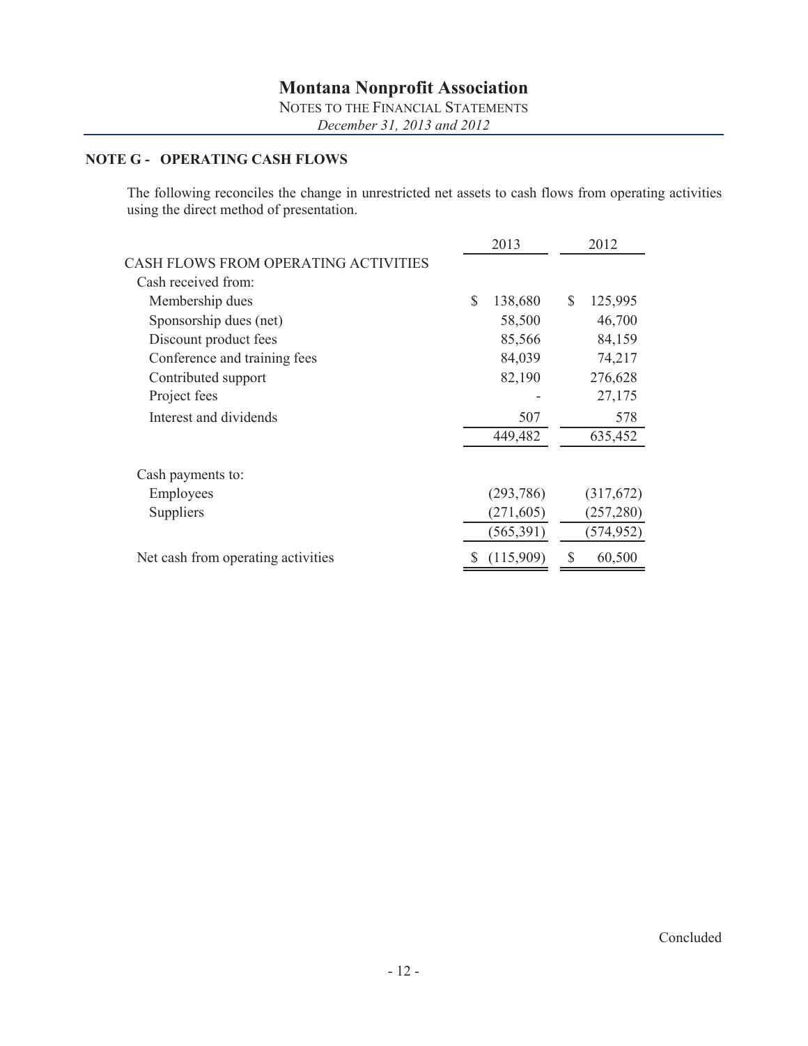# Montana Nonprofit Association

NOTES TO THE FINANCIAL STATEMENTS

*December 31, 2013 and 2012*

**NOTE G - OPERATING CASH FLOWS**

The following reconciles the change in unrestricted net assets to cash flows from operating activities using the direct method of presentation.

| | 2013 | 2012 |
|---|---|---|
| CASH FLOWS FROM OPERATING ACTIVITIES | | |
| Cash received from: | | |
| Membership dues | $ 138,680 | $ 125,995 |
| Sponsorship dues (net) | 58,500 | 46,700 |
| Discount product fees | 85,566 | 84,159 |
| Conference and training fees | 84,039 | 74,217 |
| Contributed support | 82,190 | 276,628 |
| Project fees | - | 27,175 |
| Interest and dividends | 507 | 578 |
| | 449,482 | 635,452 |
| Cash payments to: | | |
| Employees | (293,786) | (317,672) |
| Suppliers | (271,605) | (257,280) |
| | (565,391) | (574,952) |
| Net cash from operating activities | $ (115,909) | $ 60,500 |

Concluded